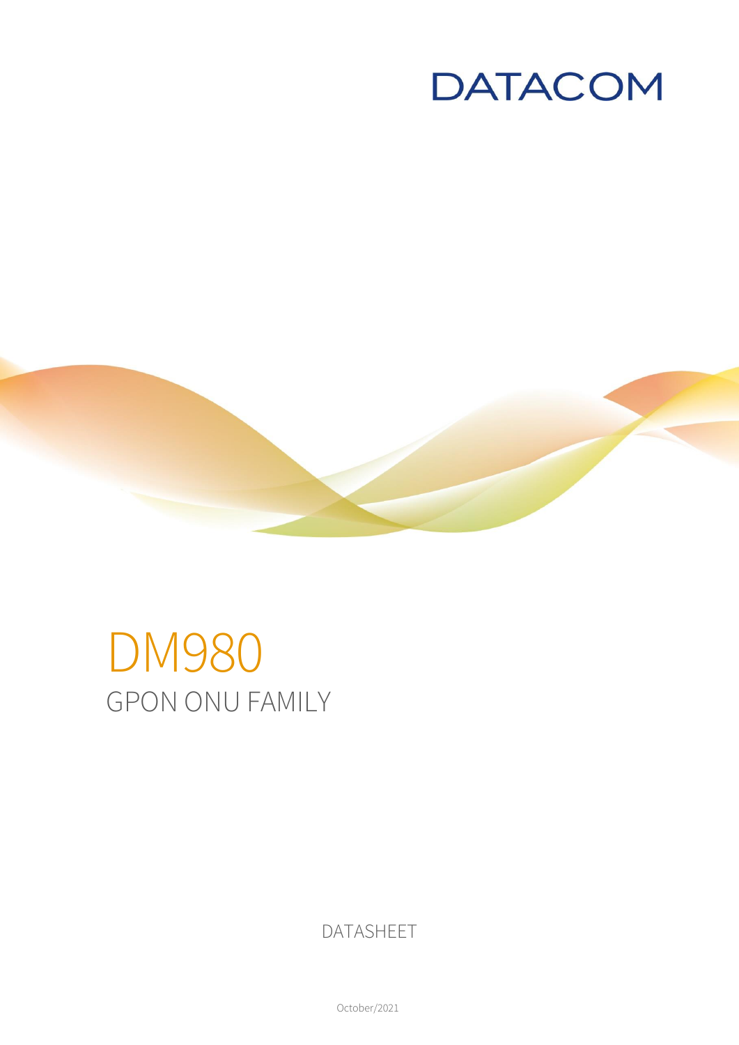DATACOM

# DM980

## GPON ONU FAMILY

DATASHEET

October/2021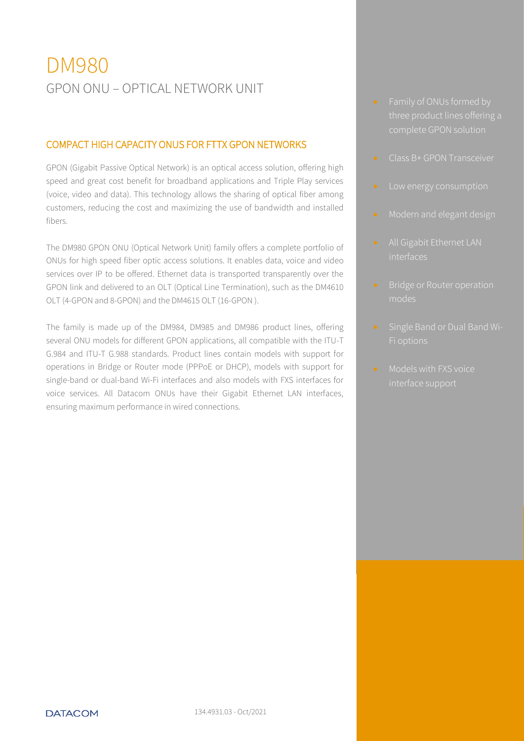# DM980

## GPON ONU – OPTICAL NETWORK UNIT

- Family of ONUs formed by three product lines offering a complete GPON solution
- Class B+ GPON Transceiver
- Low energy consumption
- Modern and elegant design
- All Gigabit Ethernet LAN interfaces
- Bridge or Router operation modes
- Single Band or Dual Band Wi-Fi options
- Models with FXS voice interface support

### COMPACT HIGH CAPACITY ONUS FOR FTTX GPON NETWORKS

GPON (Gigabit Passive Optical Network) is an optical access solution, offering high speed and great cost benefit for broadband applications and Triple Play services (voice, video and data). This technology allows the sharing of optical fiber among customers, reducing the cost and maximizing the use of bandwidth and installed fibers.

The DM980 GPON ONU (Optical Network Unit) family offers a complete portfolio of ONUs for high speed fiber optic access solutions. It enables data, voice and video services over IP to be offered. Ethernet data is transported transparently over the GPON link and delivered to an OLT (Optical Line Termination), such as the DM4610 OLT (4-GPON and 8-GPON) and the DM4615 OLT (16-GPON ).

The family is made up of the DM984, DM985 and DM986 product lines, offering several ONU models for different GPON applications, all compatible with the ITU-T G.984 and ITU-T G.988 standards. Product lines contain models with support for operations in Bridge or Router mode (PPPoE or DHCP), models with support for single-band or dual-band Wi-Fi interfaces and also models with FXS interfaces for voice services. All Datacom ONUs have their Gigabit Ethernet LAN interfaces, ensuring maximum performance in wired connections.

DATACOM 134.4931.03 - Oct/2021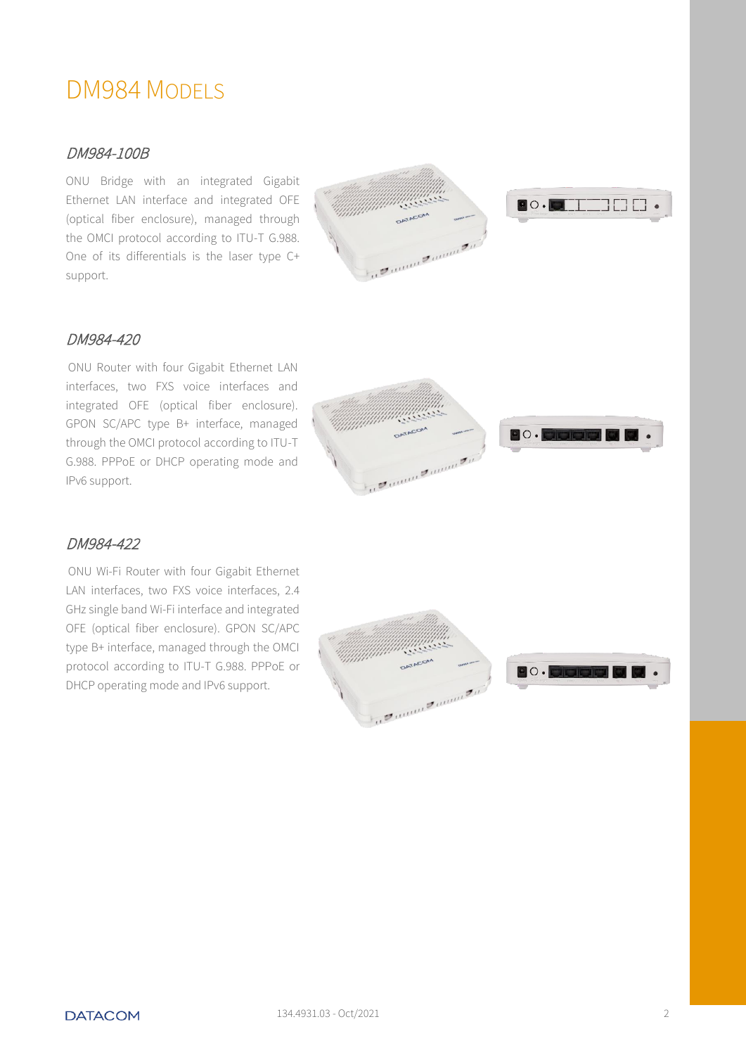# DM984 Models

### *DM984-100B*

ONU Bridge with an integrated Gigabit Ethernet LAN interface and integrated OFE (optical fiber enclosure), managed through the OMCI protocol according to ITU-T G.988. One of its differentials is the laser type C+ support.

### *DM984-420*

ONU Router with four Gigabit Ethernet LAN interfaces, two FXS voice interfaces and integrated OFE (optical fiber enclosure). GPON SC/APC type B+ interface, managed through the OMCI protocol according to ITU-T G.988. PPPoE or DHCP operating mode and IPv6 support.

### *DM984-422*

ONU Wi-Fi Router with four Gigabit Ethernet LAN interfaces, two FXS voice interfaces, 2.4 GHz single band Wi-Fi interface and integrated OFE (optical fiber enclosure). GPON SC/APC type B+ interface, managed through the OMCI protocol according to ITU-T G.988. PPPoE or DHCP operating mode and IPv6 support.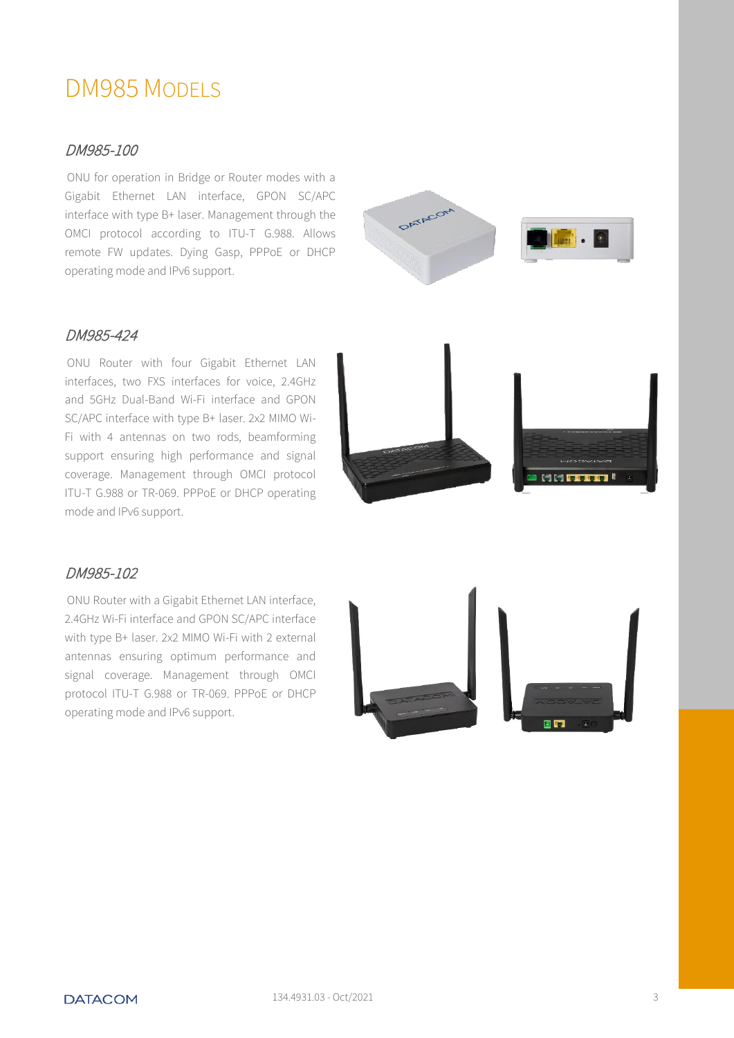# DM985 Models

### *DM985-100*

ONU for operation in Bridge or Router modes with a Gigabit Ethernet LAN interface, GPON SC/APC interface with type B+ laser. Management through the OMCI protocol according to ITU-T G.988. Allows remote FW updates. Dying Gasp, PPPoE or DHCP operating mode and IPv6 support.

### *DM985-424*

ONU Router with four Gigabit Ethernet LAN interfaces, two FXS interfaces for voice, 2.4GHz and 5GHz Dual-Band Wi-Fi interface and GPON SC/APC interface with type B+ laser. 2x2 MIMO Wi-Fi with 4 antennas on two rods, beamforming support ensuring high performance and signal coverage. Management through OMCI protocol ITU-T G.988 or TR-069. PPPoE or DHCP operating mode and IPv6 support.

### *DM985-102*

ONU Router with a Gigabit Ethernet LAN interface, 2.4GHz Wi-Fi interface and GPON SC/APC interface with type B+ laser. 2x2 MIMO Wi-Fi with 2 external antennas ensuring optimum performance and signal coverage. Management through OMCI protocol ITU-T G.988 or TR-069. PPPoE or DHCP operating mode and IPv6 support.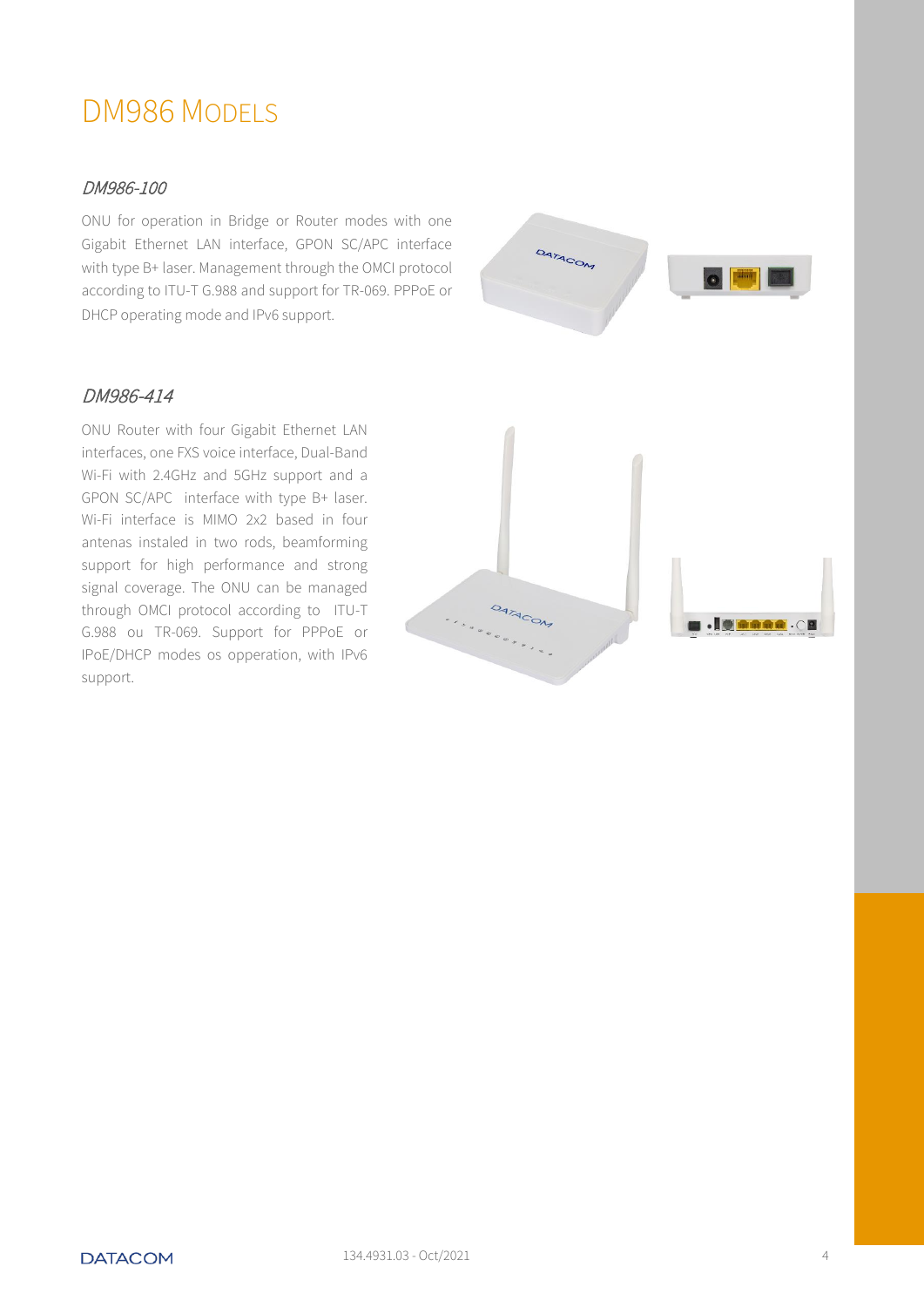# DM986 Models

### *DM986-100*

ONU for operation in Bridge or Router modes with one Gigabit Ethernet LAN interface, GPON SC/APC interface with type B+ laser. Management through the OMCI protocol according to ITU-T G.988 and support for TR-069. PPPoE or DHCP operating mode and IPv6 support.

### *DM986-414*

ONU Router with four Gigabit Ethernet LAN interfaces, one FXS voice interface, Dual-Band Wi-Fi with 2.4GHz and 5GHz support and a GPON SC/APC interface with type B+ laser. Wi-Fi interface is MIMO 2x2 based in four antenas instaled in two rods, beamforming support for high performance and strong signal coverage. The ONU can be managed through OMCI protocol according to ITU-T G.988 ou TR-069. Support for PPPoE or IPoE/DHCP modes os opperation, with IPv6 support.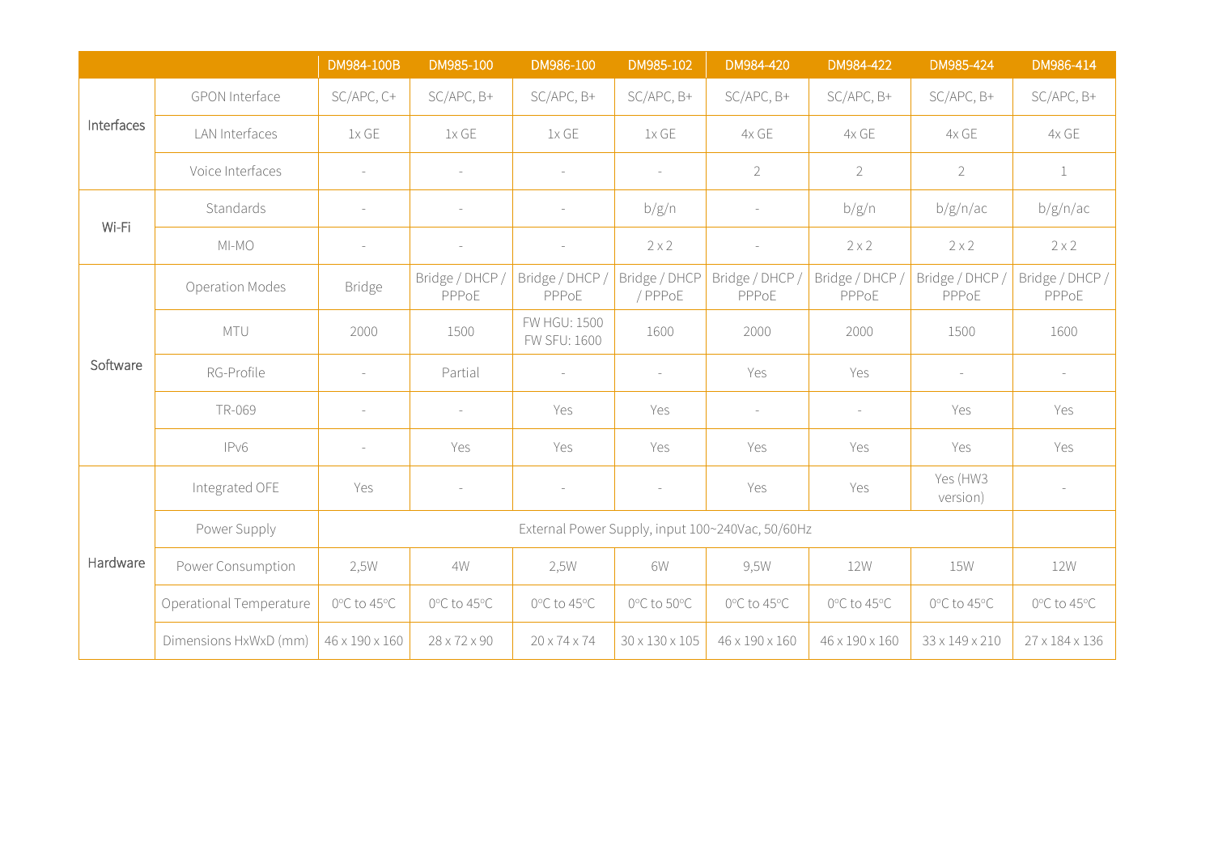| | | DM984-100B | DM985-100 | DM986-100 | DM985-102 | DM984-420 | DM984-422 | DM985-424 | DM986-414 |
|---|---|---|---|---|---|---|---|---|---|
| Interfaces | GPON Interface | SC/APC, C+ | SC/APC, B+ | SC/APC, B+ | SC/APC, B+ | SC/APC, B+ | SC/APC, B+ | SC/APC, B+ | SC/APC, B+ |
| | LAN Interfaces | 1x GE | 1x GE | 1x GE | 1x GE | 4x GE | 4x GE | 4x GE | 4x GE |
| | Voice Interfaces | - | - | - | - | 2 | 2 | 2 | 1 |
| Wi-Fi | Standards | - | - | - | b/g/n | - | b/g/n | b/g/n/ac | b/g/n/ac |
| | MI-MO | - | - | - | 2 x 2 | - | 2 x 2 | 2 x 2 | 2 x 2 |
| Software | Operation Modes | Bridge | Bridge / DHCP / PPPoE | Bridge / DHCP / PPPoE | Bridge / DHCP / PPPoE | Bridge / DHCP / PPPoE | Bridge / DHCP / PPPoE | Bridge / DHCP / PPPoE | Bridge / DHCP / PPPoE |
| | MTU | 2000 | 1500 | FW HGU: 1500 FW SFU: 1600 | 1600 | 2000 | 2000 | 1500 | 1600 |
| | RG-Profile | - | Partial | - | - | Yes | Yes | - | - |
| | TR-069 | - | - | Yes | Yes | - | - | Yes | Yes |
| | IPv6 | - | Yes | Yes | Yes | Yes | Yes | Yes | Yes |
| Hardware | Integrated OFE | Yes | - | - | - | Yes | Yes | Yes (HW3 version) | - |
| | Power Supply | External Power Supply, input 100~240Vac, 50/60Hz | | | | | | | |
| | Power Consumption | 2,5W | 4W | 2,5W | 6W | 9,5W | 12W | 15W | 12W |
| | Operational Temperature | 0ºC to 45ºC | 0ºC to 45ºC | 0ºC to 45ºC | 0ºC to 50ºC | 0ºC to 45ºC | 0ºC to 45ºC | 0ºC to 45ºC | 0ºC to 45ºC |
| | Dimensions HxWxD (mm) | 46 x 190 x 160 | 28 x 72 x 90 | 20 x 74 x 74 | 30 x 130 x 105 | 46 x 190 x 160 | 46 x 190 x 160 | 33 x 149 x 210 | 27 x 184 x 136 |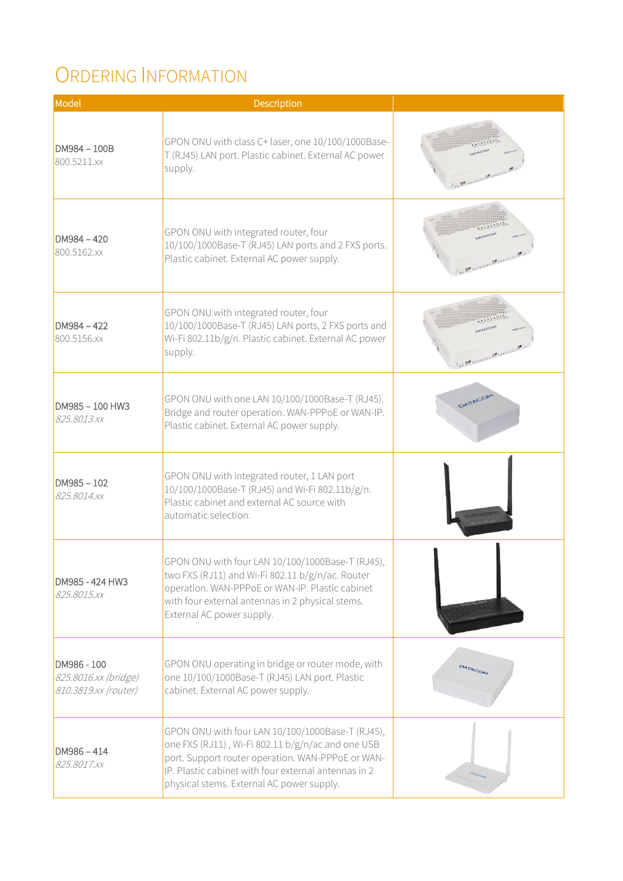# Ordering Information

| Model | Description | |
|---|---|---|
| DM984 – 100B<br>800.5211.xx | GPON ONU with class C+ laser, one 10/100/1000Base-T (RJ45) LAN port. Plastic cabinet. External AC power supply. | |
| DM984 – 420<br>800.5162.xx | GPON ONU with integrated router, four 10/100/1000Base-T (RJ45) LAN ports and 2 FXS ports. Plastic cabinet. External AC power supply. | |
| DM984 – 422<br>800.5156.xx | GPON ONU with integrated router, four 10/100/1000Base-T (RJ45) LAN ports, 2 FXS ports and Wi-Fi 802.11b/g/n. Plastic cabinet. External AC power supply. | |
| DM985 – 100 HW3<br>*825.8013.xx* | GPON ONU with one LAN 10/100/1000Base-T (RJ45). Bridge and router operation. WAN-PPPoE or WAN-IP. Plastic cabinet. External AC power supply. | |
| DM985 – 102<br>*825.8014.xx* | GPON ONU with integrated router, 1 LAN port 10/100/1000Base-T (RJ45) and Wi-Fi 802.11b/g/n. Plastic cabinet and external AC source with automatic selection. | |
| DM985 - 424 HW3<br>*825.8015.xx* | GPON ONU with four LAN 10/100/1000Base-T (RJ45), two FXS (RJ11) and Wi-Fi 802.11 b/g/n/ac. Router operation. WAN-PPPoE or WAN-IP. Plastic cabinet with four external antennas in 2 physical stems. External AC power supply. | |
| DM986 - 100<br>*825.8016.xx (bridge)*<br>*810.3819.xx (router)* | GPON ONU operating in bridge or router mode, with one 10/100/1000Base-T (RJ45) LAN port. Plastic cabinet. External AC power supply. | |
| DM986 – 414<br>*825.8017.xx* | GPON ONU with four LAN 10/100/1000Base-T (RJ45), one FXS (RJ11) , Wi-Fi 802.11 b/g/n/ac and one USB port. Support router operation. WAN-PPPoE or WAN-IP. Plastic cabinet with four external antennas in 2 physical stems. External AC power supply. | |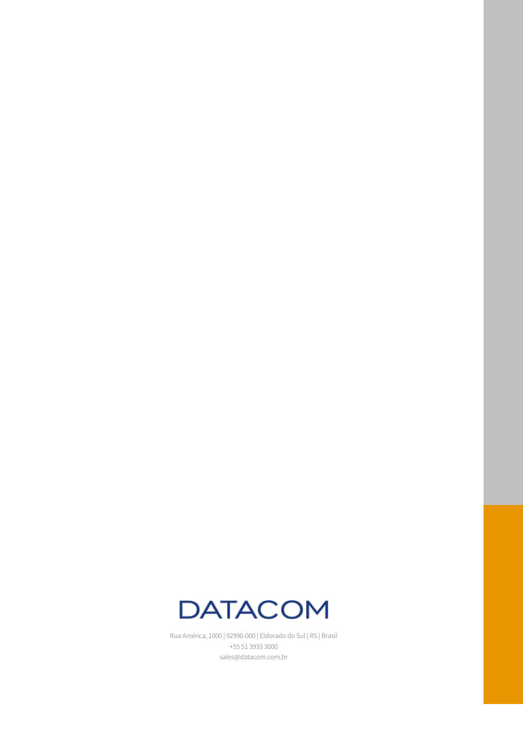DATACOM

Rua América, 1000 | 92990-000 | Eldorado do Sul | RS | Brasil
+55 51 3933 3000
sales@datacom.com.br